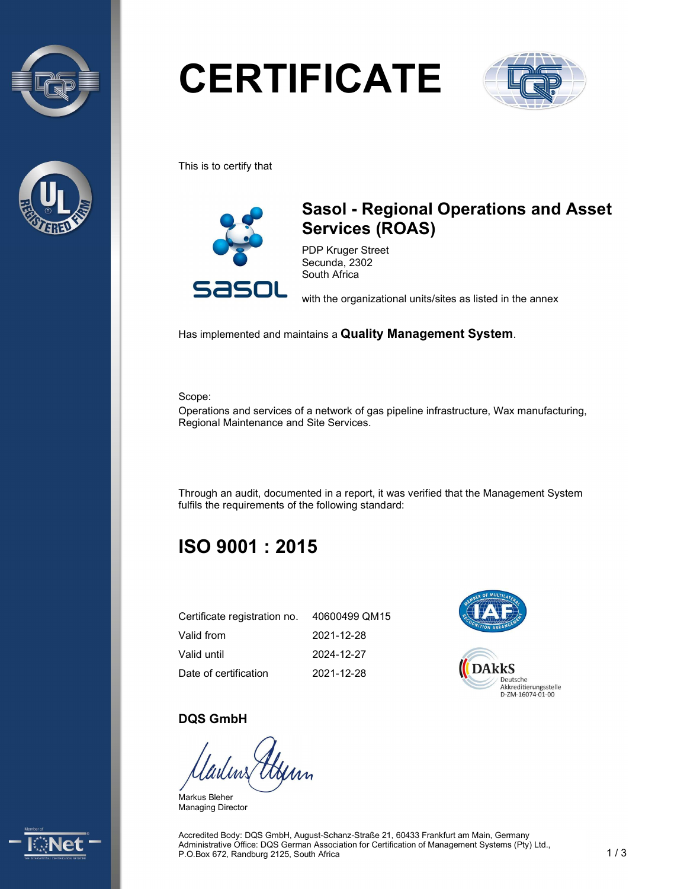# CERTIFICATE

This is to certify that

## Sasol - Regional Operations and Asset Services (ROAS)

PDP Kruger Street
Secunda, 2302
South Africa

with the organizational units/sites as listed in the annex

Has implemented and maintains a **Quality Management System**.

Scope:
Operations and services of a network of gas pipeline infrastructure, Wax manufacturing, Regional Maintenance and Site Services.

Through an audit, documented in a report, it was verified that the Management System fulfils the requirements of the following standard:

## ISO 9001 : 2015

| | |
|---|---|
| Certificate registration no. | 40600499 QM15 |
| Valid from | 2021-12-28 |
| Valid until | 2024-12-27 |
| Date of certification | 2021-12-28 |

DAkkS Deutsche Akkreditierungsstelle D-ZM-16074-01-00

**DQS GmbH**

Markus Bleher
Managing Director

Accredited Body: DQS GmbH, August-Schanz-Straße 21, 60433 Frankfurt am Main, Germany
Administrative Office: DQS German Association for Certification of Management Systems (Pty) Ltd., P.O.Box 672, Randburg 2125, South Africa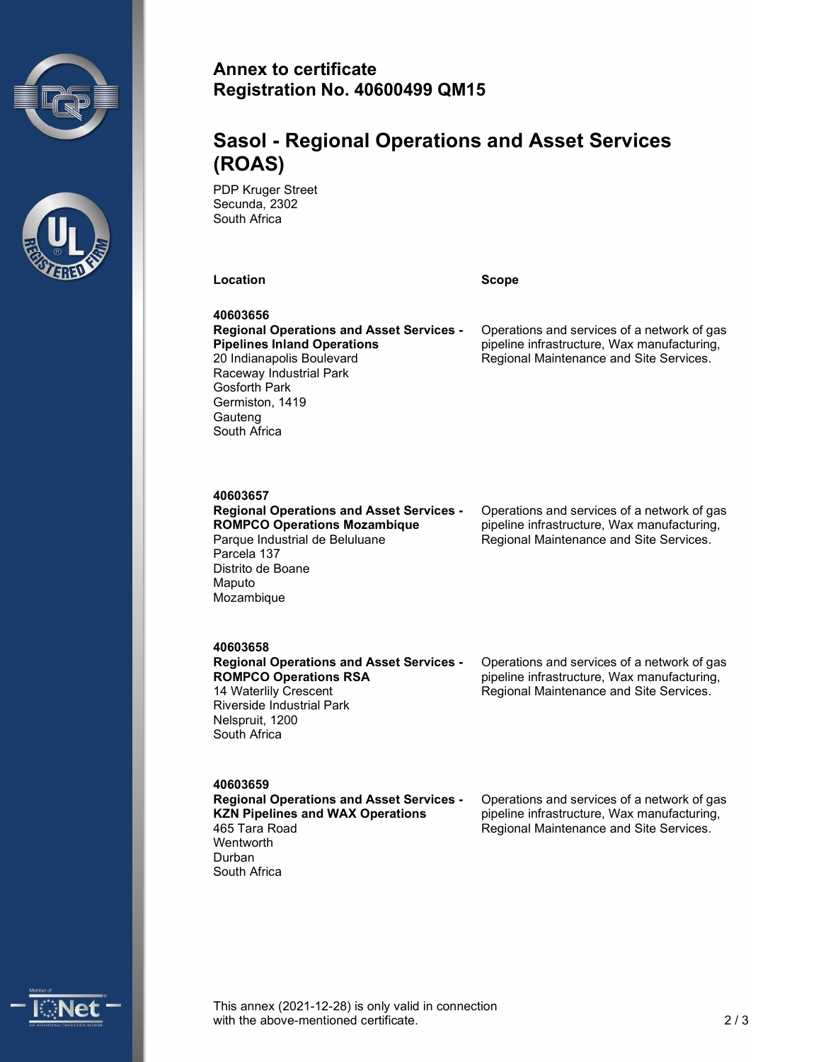# Annex to certificate
# Registration No. 40600499 QM15

## Sasol - Regional Operations and Asset Services (ROAS)

PDP Kruger Street
Secunda, 2302
South Africa

| Location | Scope |
| --- | --- |
| **40603656**<br>**Regional Operations and Asset Services - Pipelines Inland Operations**<br>20 Indianapolis Boulevard<br>Raceway Industrial Park<br>Gosforth Park<br>Germiston, 1419<br>Gauteng<br>South Africa | Operations and services of a network of gas pipeline infrastructure, Wax manufacturing, Regional Maintenance and Site Services. |
| **40603657**<br>**Regional Operations and Asset Services - ROMPCO Operations Mozambique**<br>Parque Industrial de Beluluane<br>Parcela 137<br>Distrito de Boane<br>Maputo<br>Mozambique | Operations and services of a network of gas pipeline infrastructure, Wax manufacturing, Regional Maintenance and Site Services. |
| **40603658**<br>**Regional Operations and Asset Services - ROMPCO Operations RSA**<br>14 Waterlily Crescent<br>Riverside Industrial Park<br>Nelspruit, 1200<br>South Africa | Operations and services of a network of gas pipeline infrastructure, Wax manufacturing, Regional Maintenance and Site Services. |
| **40603659**<br>**Regional Operations and Asset Services - KZN Pipelines and WAX Operations**<br>465 Tara Road<br>Wentworth<br>Durban<br>South Africa | Operations and services of a network of gas pipeline infrastructure, Wax manufacturing, Regional Maintenance and Site Services. |

This annex (2021-12-28) is only valid in connection with the above-mentioned certificate.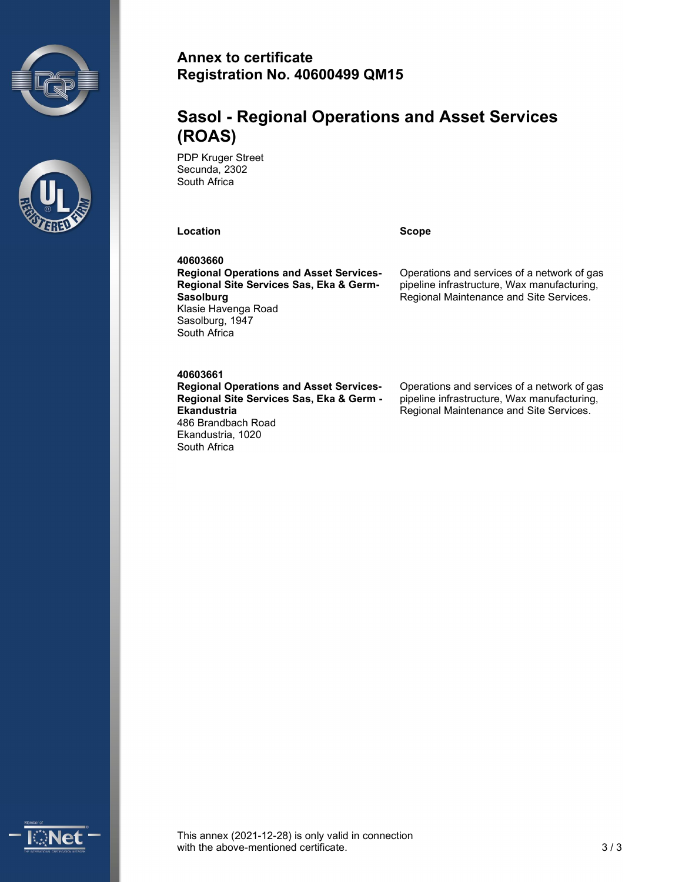**Annex to certificate**
**Registration No. 40600499 QM15**

# Sasol - Regional Operations and Asset Services (ROAS)

PDP Kruger Street
Secunda, 2302
South Africa

| Location | Scope |
| --- | --- |
| **40603660**<br>**Regional Operations and Asset Services-Regional Site Services Sas, Eka & Germ-Sasolburg**<br>Klasie Havenga Road<br>Sasolburg, 1947<br>South Africa | Operations and services of a network of gas pipeline infrastructure, Wax manufacturing, Regional Maintenance and Site Services. |
| **40603661**<br>**Regional Operations and Asset Services-Regional Site Services Sas, Eka & Germ - Ekandustria**<br>486 Brandbach Road<br>Ekandustria, 1020<br>South Africa | Operations and services of a network of gas pipeline infrastructure, Wax manufacturing, Regional Maintenance and Site Services. |

This annex (2021-12-28) is only valid in connection with the above-mentioned certificate.